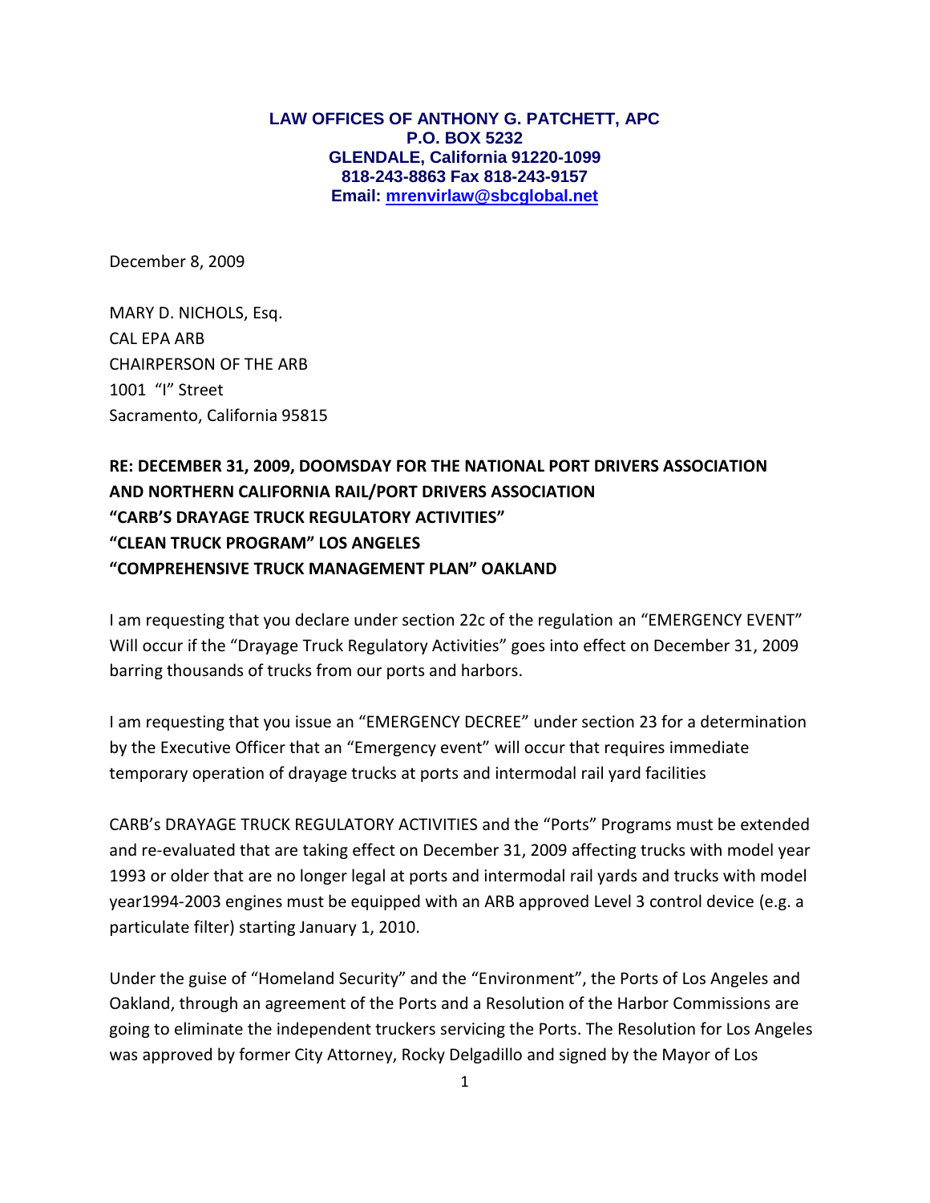**LAW OFFICES OF ANTHONY G. PATCHETT, APC**
**P.O. BOX 5232**
**GLENDALE, California 91220-1099**
**818-243-8863 Fax 818-243-9157**
**Email: mrenvirlaw@sbcglobal.net**

December 8, 2009

MARY D. NICHOLS, Esq.
CAL EPA ARB
CHAIRPERSON OF THE ARB
1001 "I" Street
Sacramento, California 95815

**RE: DECEMBER 31, 2009, DOOMSDAY FOR THE NATIONAL PORT DRIVERS ASSOCIATION AND NORTHERN CALIFORNIA RAIL/PORT DRIVERS ASSOCIATION**
**"CARB'S DRAYAGE TRUCK REGULATORY ACTIVITIES"**
**"CLEAN TRUCK PROGRAM" LOS ANGELES**
**"COMPREHENSIVE TRUCK MANAGEMENT PLAN" OAKLAND**

I am requesting that you declare under section 22c of the regulation an "EMERGENCY EVENT" Will occur if the "Drayage Truck Regulatory Activities" goes into effect on December 31, 2009 barring thousands of trucks from our ports and harbors.

I am requesting that you issue an "EMERGENCY DECREE" under section 23 for a determination by the Executive Officer that an "Emergency event" will occur that requires immediate temporary operation of drayage trucks at ports and intermodal rail yard facilities

CARB's DRAYAGE TRUCK REGULATORY ACTIVITIES and the "Ports" Programs must be extended and re-evaluated that are taking effect on December 31, 2009 affecting trucks with model year 1993 or older that are no longer legal at ports and intermodal rail yards and trucks with model year1994-2003 engines must be equipped with an ARB approved Level 3 control device (e.g. a particulate filter) starting January 1, 2010.

Under the guise of "Homeland Security" and the "Environment", the Ports of Los Angeles and Oakland, through an agreement of the Ports and a Resolution of the Harbor Commissions are going to eliminate the independent truckers servicing the Ports. The Resolution for Los Angeles was approved by former City Attorney, Rocky Delgadillo and signed by the Mayor of Los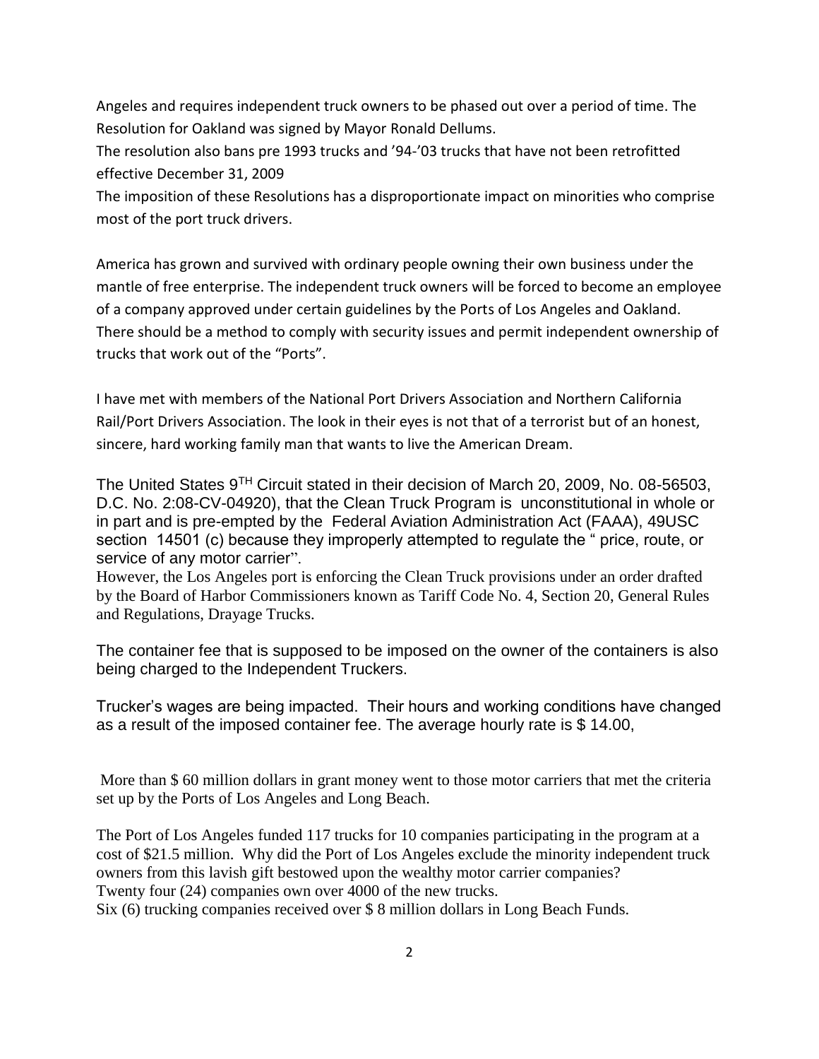Angeles and requires independent truck owners to be phased out over a period of time. The Resolution for Oakland was signed by Mayor Ronald Dellums.

The resolution also bans pre 1993 trucks and '94-'03 trucks that have not been retrofitted effective December 31, 2009

The imposition of these Resolutions has a disproportionate impact on minorities who comprise most of the port truck drivers.

America has grown and survived with ordinary people owning their own business under the mantle of free enterprise. The independent truck owners will be forced to become an employee of a company approved under certain guidelines by the Ports of Los Angeles and Oakland. There should be a method to comply with security issues and permit independent ownership of trucks that work out of the "Ports".

I have met with members of the National Port Drivers Association and Northern California Rail/Port Drivers Association. The look in their eyes is not that of a terrorist but of an honest, sincere, hard working family man that wants to live the American Dream.

The United States 9TH Circuit stated in their decision of March 20, 2009, No. 08-56503, D.C. No. 2:08-CV-04920), that the Clean Truck Program is unconstitutional in whole or in part and is pre-empted by the Federal Aviation Administration Act (FAAA), 49USC section 14501 (c) because they improperly attempted to regulate the " price, route, or service of any motor carrier".

However, the Los Angeles port is enforcing the Clean Truck provisions under an order drafted by the Board of Harbor Commissioners known as Tariff Code No. 4, Section 20, General Rules and Regulations, Drayage Trucks.

The container fee that is supposed to be imposed on the owner of the containers is also being charged to the Independent Truckers.

Trucker's wages are being impacted. Their hours and working conditions have changed as a result of the imposed container fee. The average hourly rate is $ 14.00,

More than $ 60 million dollars in grant money went to those motor carriers that met the criteria set up by the Ports of Los Angeles and Long Beach.

The Port of Los Angeles funded 117 trucks for 10 companies participating in the program at a cost of $21.5 million. Why did the Port of Los Angeles exclude the minority independent truck owners from this lavish gift bestowed upon the wealthy motor carrier companies?

Twenty four (24) companies own over 4000 of the new trucks.

Six (6) trucking companies received over $ 8 million dollars in Long Beach Funds.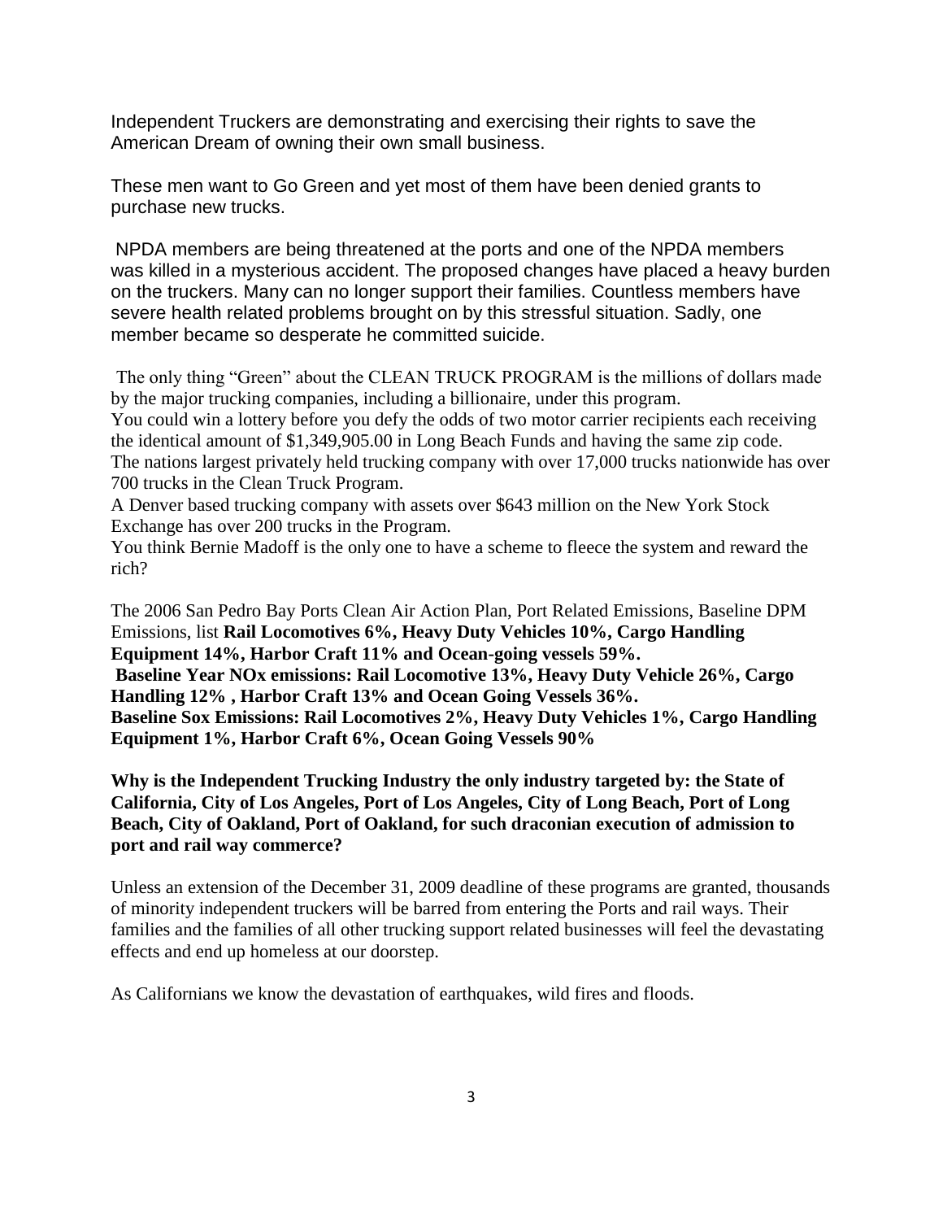Independent Truckers are demonstrating and exercising their rights to save the American Dream of owning their own small business.

These men want to Go Green and yet most of them have been denied grants to purchase new trucks.

NPDA members are being threatened at the ports and one of the NPDA members was killed in a mysterious accident. The proposed changes have placed a heavy burden on the truckers. Many can no longer support their families. Countless members have severe health related problems brought on by this stressful situation. Sadly, one member became so desperate he committed suicide.

The only thing "Green" about the CLEAN TRUCK PROGRAM is the millions of dollars made by the major trucking companies, including a billionaire, under this program.
You could win a lottery before you defy the odds of two motor carrier recipients each receiving the identical amount of $1,349,905.00 in Long Beach Funds and having the same zip code.
The nations largest privately held trucking company with over 17,000 trucks nationwide has over 700 trucks in the Clean Truck Program.
A Denver based trucking company with assets over $643 million on the New York Stock Exchange has over 200 trucks in the Program.
You think Bernie Madoff is the only one to have a scheme to fleece the system and reward the rich?

The 2006 San Pedro Bay Ports Clean Air Action Plan, Port Related Emissions, Baseline DPM Emissions, list **Rail Locomotives 6%, Heavy Duty Vehicles 10%, Cargo Handling Equipment 14%, Harbor Craft 11% and Ocean-going vessels 59%.**
**Baseline Year NOx emissions: Rail Locomotive 13%, Heavy Duty Vehicle 26%, Cargo Handling 12% , Harbor Craft 13% and Ocean Going Vessels 36%.**
**Baseline Sox Emissions: Rail Locomotives 2%, Heavy Duty Vehicles 1%, Cargo Handling Equipment 1%, Harbor Craft 6%, Ocean Going Vessels 90%**

**Why is the Independent Trucking Industry the only industry targeted by: the State of California, City of Los Angeles, Port of Los Angeles, City of Long Beach, Port of Long Beach, City of Oakland, Port of Oakland, for such draconian execution of admission to port and rail way commerce?**

Unless an extension of the December 31, 2009 deadline of these programs are granted, thousands of minority independent truckers will be barred from entering the Ports and rail ways. Their families and the families of all other trucking support related businesses will feel the devastating effects and end up homeless at our doorstep.

As Californians we know the devastation of earthquakes, wild fires and floods.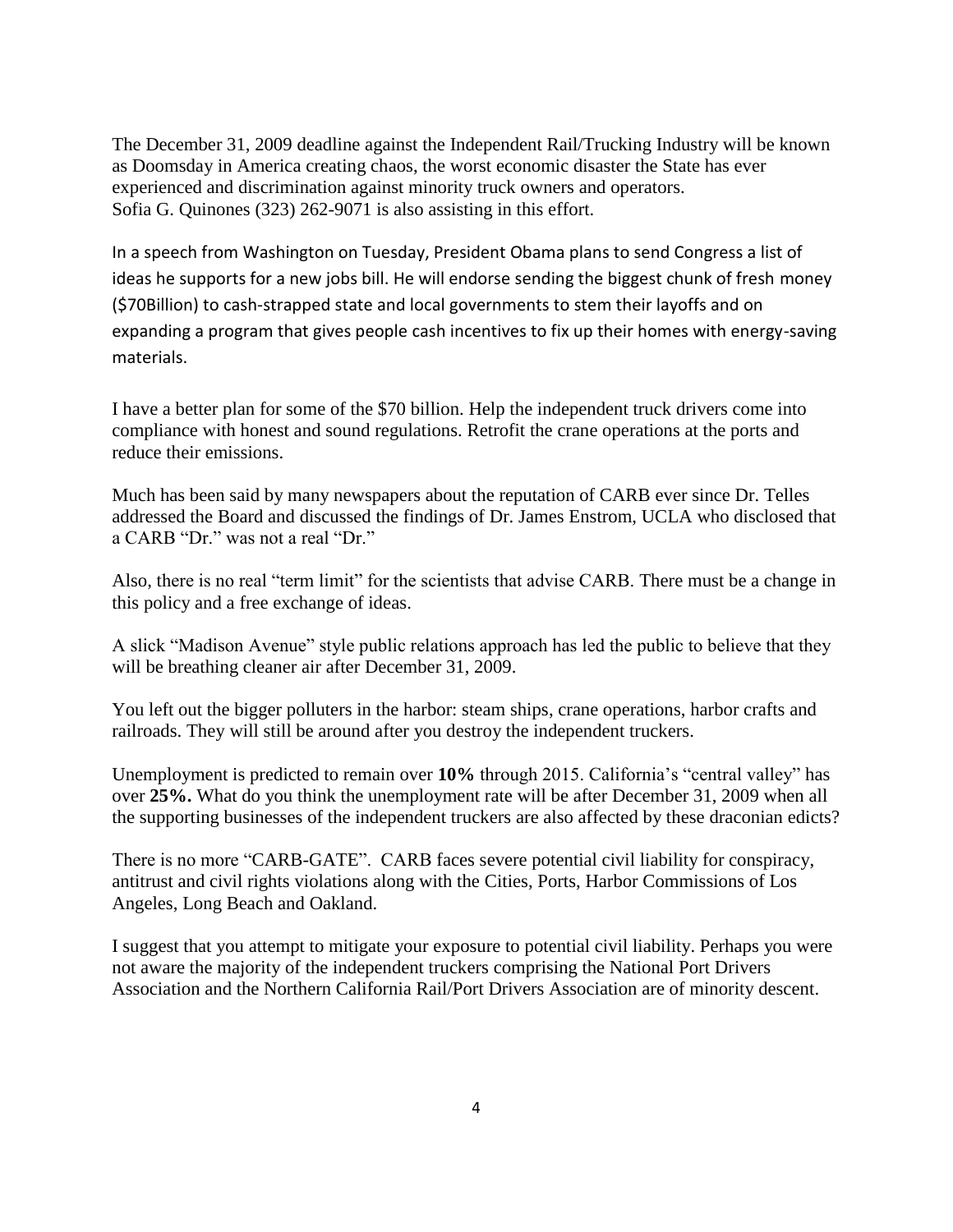The December 31, 2009 deadline against the Independent Rail/Trucking Industry will be known as Doomsday in America creating chaos, the worst economic disaster the State has ever experienced and discrimination against minority truck owners and operators.
Sofia G. Quinones (323) 262-9071 is also assisting in this effort.

In a speech from Washington on Tuesday, President Obama plans to send Congress a list of ideas he supports for a new jobs bill. He will endorse sending the biggest chunk of fresh money ($70Billion) to cash-strapped state and local governments to stem their layoffs and on expanding a program that gives people cash incentives to fix up their homes with energy-saving materials.

I have a better plan for some of the $70 billion. Help the independent truck drivers come into compliance with honest and sound regulations. Retrofit the crane operations at the ports and reduce their emissions.

Much has been said by many newspapers about the reputation of CARB ever since Dr. Telles addressed the Board and discussed the findings of Dr. James Enstrom, UCLA who disclosed that a CARB "Dr." was not a real "Dr."

Also, there is no real "term limit" for the scientists that advise CARB. There must be a change in this policy and a free exchange of ideas.

A slick "Madison Avenue" style public relations approach has led the public to believe that they will be breathing cleaner air after December 31, 2009.

You left out the bigger polluters in the harbor: steam ships, crane operations, harbor crafts and railroads. They will still be around after you destroy the independent truckers.

Unemployment is predicted to remain over **10%** through 2015. California's "central valley" has over **25%.** What do you think the unemployment rate will be after December 31, 2009 when all the supporting businesses of the independent truckers are also affected by these draconian edicts?

There is no more "CARB-GATE". CARB faces severe potential civil liability for conspiracy, antitrust and civil rights violations along with the Cities, Ports, Harbor Commissions of Los Angeles, Long Beach and Oakland.

I suggest that you attempt to mitigate your exposure to potential civil liability. Perhaps you were not aware the majority of the independent truckers comprising the National Port Drivers Association and the Northern California Rail/Port Drivers Association are of minority descent.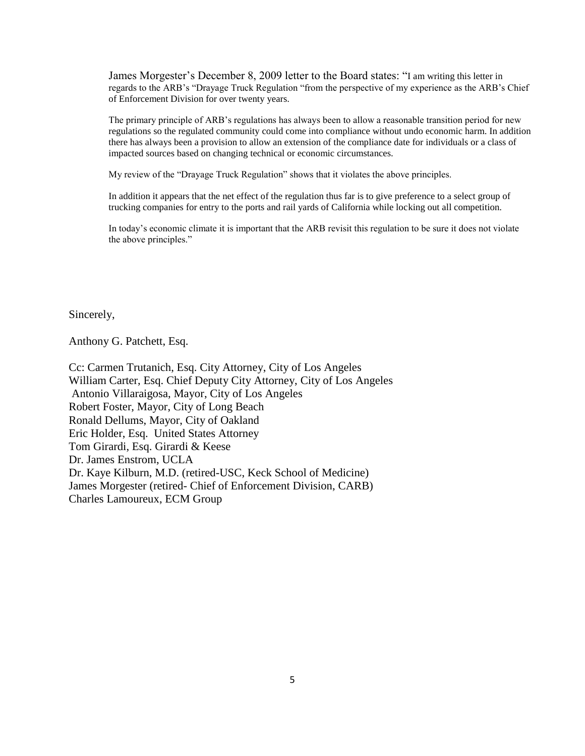James Morgester's December 8, 2009 letter to the Board states: "I am writing this letter in regards to the ARB's "Drayage Truck Regulation "from the perspective of my experience as the ARB's Chief of Enforcement Division for over twenty years.

The primary principle of ARB's regulations has always been to allow a reasonable transition period for new regulations so the regulated community could come into compliance without undo economic harm. In addition there has always been a provision to allow an extension of the compliance date for individuals or a class of impacted sources based on changing technical or economic circumstances.

My review of the "Drayage Truck Regulation" shows that it violates the above principles.

In addition it appears that the net effect of the regulation thus far is to give preference to a select group of trucking companies for entry to the ports and rail yards of California while locking out all competition.

In today's economic climate it is important that the ARB revisit this regulation to be sure it does not violate the above principles."

Sincerely,

Anthony G. Patchett, Esq.

Cc: Carmen Trutanich, Esq. City Attorney, City of Los Angeles
William Carter, Esq. Chief Deputy City Attorney, City of Los Angeles
Antonio Villaraigosa, Mayor, City of Los Angeles
Robert Foster, Mayor, City of Long Beach
Ronald Dellums, Mayor, City of Oakland
Eric Holder, Esq. United States Attorney
Tom Girardi, Esq. Girardi & Keese
Dr. James Enstrom, UCLA
Dr. Kaye Kilburn, M.D. (retired-USC, Keck School of Medicine)
James Morgester (retired- Chief of Enforcement Division, CARB)
Charles Lamoureux, ECM Group